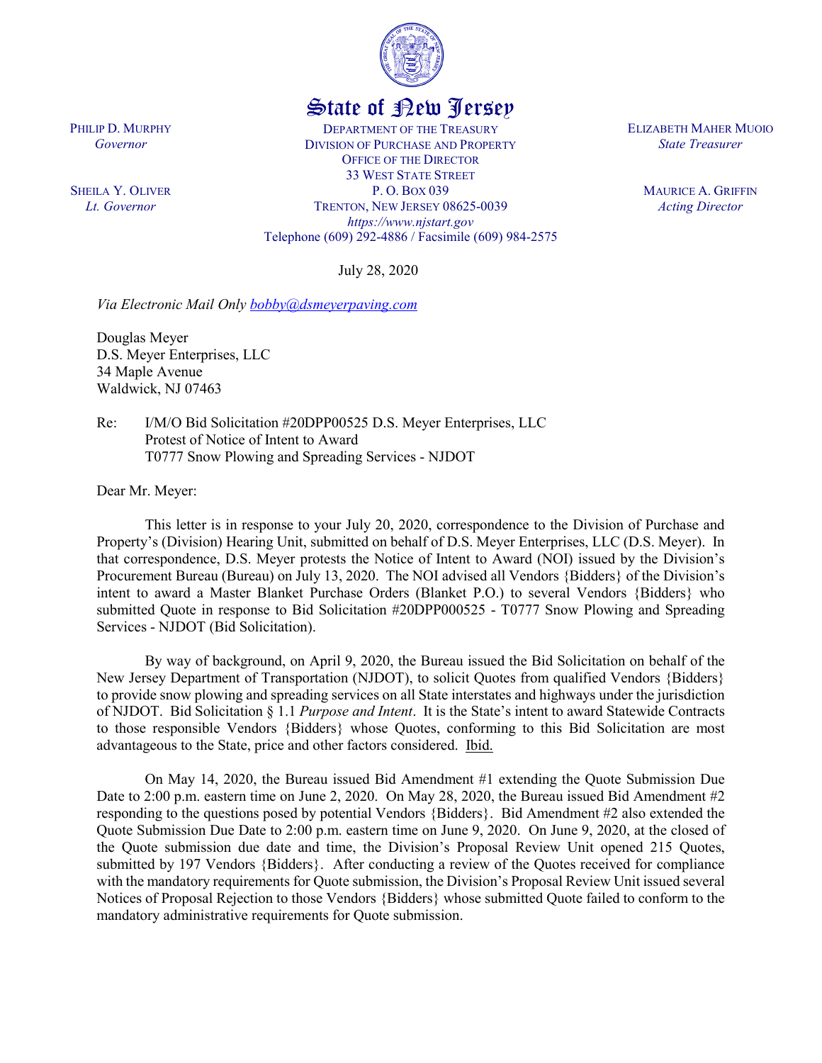# State of New Jersey

PHILIP D. MURPHY
*Governor*

SHEILA Y. OLIVER
*Lt. Governor*

DEPARTMENT OF THE TREASURY
DIVISION OF PURCHASE AND PROPERTY
OFFICE OF THE DIRECTOR
33 WEST STATE STREET
P. O. BOX 039
TRENTON, NEW JERSEY 08625-0039
*https://www.njstart.gov*
Telephone (609) 292-4886 / Facsimile (609) 984-2575

ELIZABETH MAHER MUOIO
*State Treasurer*

MAURICE A. GRIFFIN
*Acting Director*

July 28, 2020

*Via Electronic Mail Only bobby@dsmeyerpaving.com*

Douglas Meyer
D.S. Meyer Enterprises, LLC
34 Maple Avenue
Waldwick, NJ 07463

Re: I/M/O Bid Solicitation #20DPP00525 D.S. Meyer Enterprises, LLC
Protest of Notice of Intent to Award
T0777 Snow Plowing and Spreading Services - NJDOT

Dear Mr. Meyer:

This letter is in response to your July 20, 2020, correspondence to the Division of Purchase and Property's (Division) Hearing Unit, submitted on behalf of D.S. Meyer Enterprises, LLC (D.S. Meyer). In that correspondence, D.S. Meyer protests the Notice of Intent to Award (NOI) issued by the Division's Procurement Bureau (Bureau) on July 13, 2020. The NOI advised all Vendors {Bidders} of the Division's intent to award a Master Blanket Purchase Orders (Blanket P.O.) to several Vendors {Bidders} who submitted Quote in response to Bid Solicitation #20DPP000525 - T0777 Snow Plowing and Spreading Services - NJDOT (Bid Solicitation).

By way of background, on April 9, 2020, the Bureau issued the Bid Solicitation on behalf of the New Jersey Department of Transportation (NJDOT), to solicit Quotes from qualified Vendors {Bidders} to provide snow plowing and spreading services on all State interstates and highways under the jurisdiction of NJDOT. Bid Solicitation § 1.1 *Purpose and Intent*. It is the State's intent to award Statewide Contracts to those responsible Vendors {Bidders} whose Quotes, conforming to this Bid Solicitation are most advantageous to the State, price and other factors considered. Ibid.

On May 14, 2020, the Bureau issued Bid Amendment #1 extending the Quote Submission Due Date to 2:00 p.m. eastern time on June 2, 2020. On May 28, 2020, the Bureau issued Bid Amendment #2 responding to the questions posed by potential Vendors {Bidders}. Bid Amendment #2 also extended the Quote Submission Due Date to 2:00 p.m. eastern time on June 9, 2020. On June 9, 2020, at the closed of the Quote submission due date and time, the Division's Proposal Review Unit opened 215 Quotes, submitted by 197 Vendors {Bidders}. After conducting a review of the Quotes received for compliance with the mandatory requirements for Quote submission, the Division's Proposal Review Unit issued several Notices of Proposal Rejection to those Vendors {Bidders} whose submitted Quote failed to conform to the mandatory administrative requirements for Quote submission.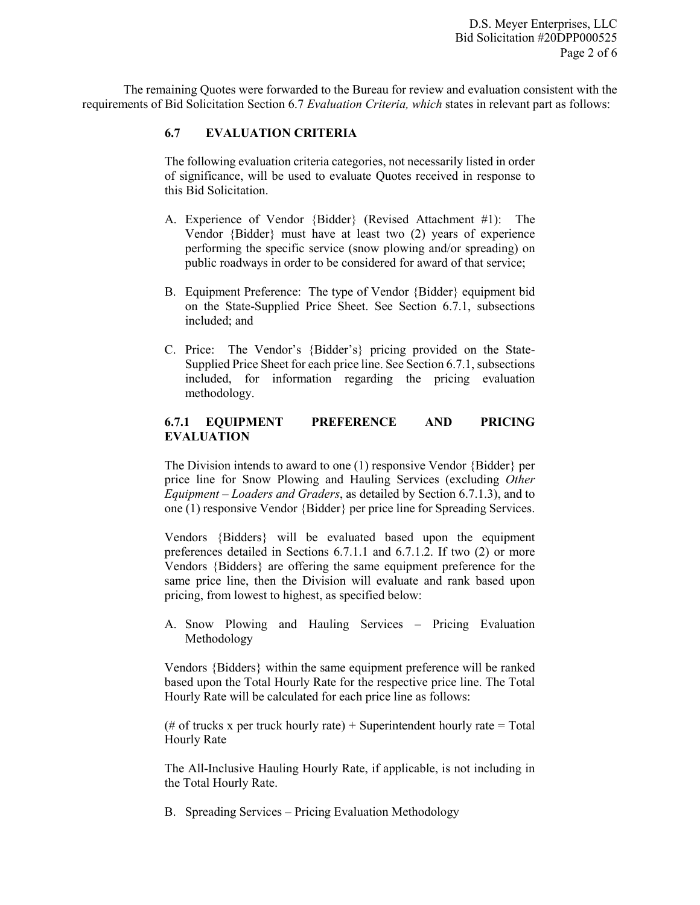The remaining Quotes were forwarded to the Bureau for review and evaluation consistent with the requirements of Bid Solicitation Section 6.7 *Evaluation Criteria, which* states in relevant part as follows:

> **6.7 EVALUATION CRITERIA**
>
> The following evaluation criteria categories, not necessarily listed in order of significance, will be used to evaluate Quotes received in response to this Bid Solicitation.
>
> A. Experience of Vendor {Bidder} (Revised Attachment #1): The Vendor {Bidder} must have at least two (2) years of experience performing the specific service (snow plowing and/or spreading) on public roadways in order to be considered for award of that service;
>
> B. Equipment Preference: The type of Vendor {Bidder} equipment bid on the State-Supplied Price Sheet. See Section 6.7.1, subsections included; and
>
> C. Price: The Vendor's {Bidder's} pricing provided on the State-Supplied Price Sheet for each price line. See Section 6.7.1, subsections included, for information regarding the pricing evaluation methodology.
>
> **6.7.1 EQUIPMENT PREFERENCE AND PRICING EVALUATION**
>
> The Division intends to award to one (1) responsive Vendor {Bidder} per price line for Snow Plowing and Hauling Services (excluding *Other Equipment – Loaders and Graders*, as detailed by Section 6.7.1.3), and to one (1) responsive Vendor {Bidder} per price line for Spreading Services.
>
> Vendors {Bidders} will be evaluated based upon the equipment preferences detailed in Sections 6.7.1.1 and 6.7.1.2. If two (2) or more Vendors {Bidders} are offering the same equipment preference for the same price line, then the Division will evaluate and rank based upon pricing, from lowest to highest, as specified below:
>
> A. Snow Plowing and Hauling Services – Pricing Evaluation Methodology
>
> Vendors {Bidders} within the same equipment preference will be ranked based upon the Total Hourly Rate for the respective price line. The Total Hourly Rate will be calculated for each price line as follows:
>
> (# of trucks x per truck hourly rate) + Superintendent hourly rate = Total Hourly Rate
>
> The All-Inclusive Hauling Hourly Rate, if applicable, is not including in the Total Hourly Rate.
>
> B. Spreading Services – Pricing Evaluation Methodology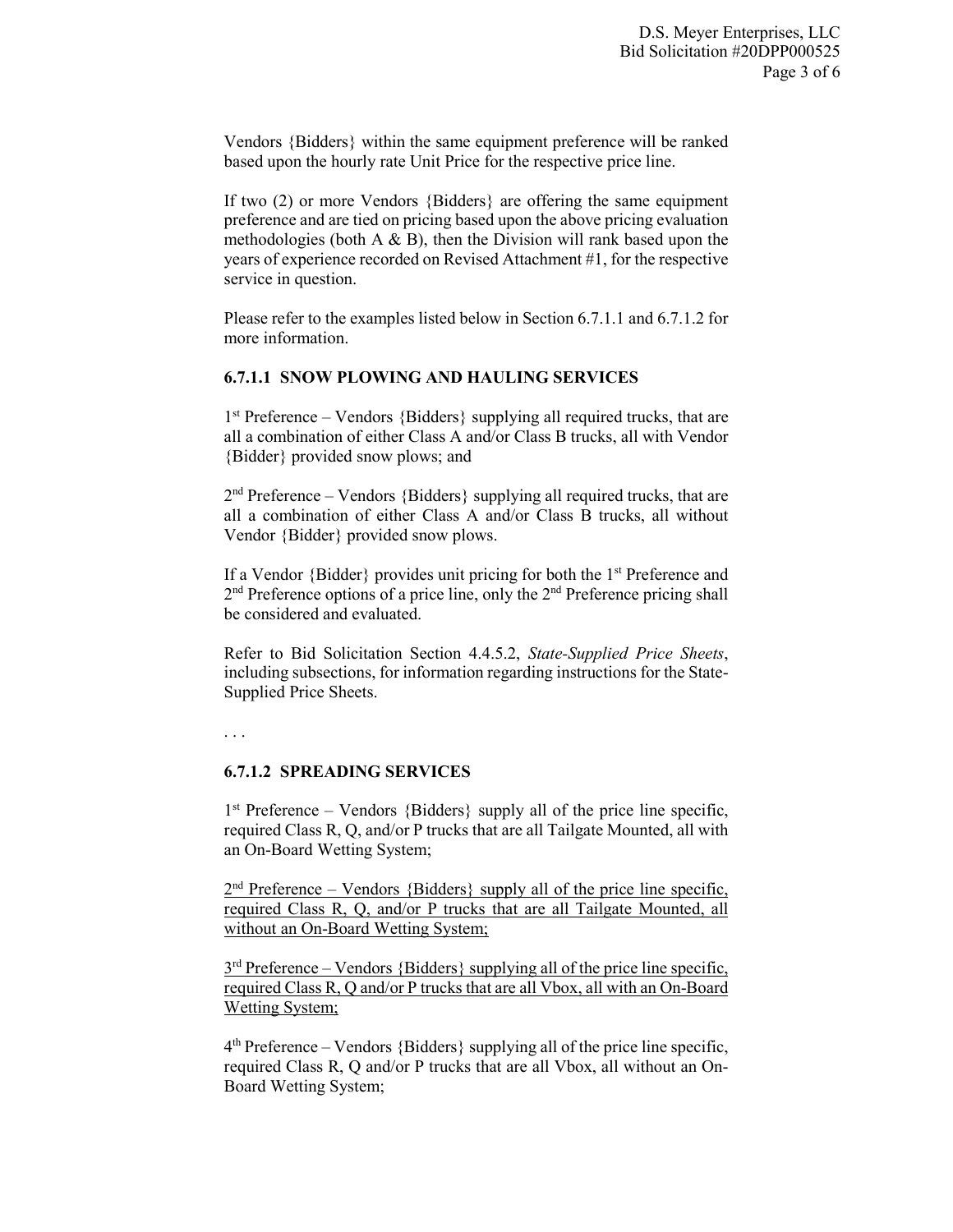Vendors {Bidders} within the same equipment preference will be ranked based upon the hourly rate Unit Price for the respective price line.

If two (2) or more Vendors {Bidders} are offering the same equipment preference and are tied on pricing based upon the above pricing evaluation methodologies (both A & B), then the Division will rank based upon the years of experience recorded on Revised Attachment #1, for the respective service in question.

Please refer to the examples listed below in Section 6.7.1.1 and 6.7.1.2 for more information.

### 6.7.1.1 SNOW PLOWING AND HAULING SERVICES

1st Preference – Vendors {Bidders} supplying all required trucks, that are all a combination of either Class A and/or Class B trucks, all with Vendor {Bidder} provided snow plows; and

2nd Preference – Vendors {Bidders} supplying all required trucks, that are all a combination of either Class A and/or Class B trucks, all without Vendor {Bidder} provided snow plows.

If a Vendor {Bidder} provides unit pricing for both the 1st Preference and 2nd Preference options of a price line, only the 2nd Preference pricing shall be considered and evaluated.

Refer to Bid Solicitation Section 4.4.5.2, *State-Supplied Price Sheets*, including subsections, for information regarding instructions for the State-Supplied Price Sheets.

. . .

### 6.7.1.2 SPREADING SERVICES

1st Preference – Vendors {Bidders} supply all of the price line specific, required Class R, Q, and/or P trucks that are all Tailgate Mounted, all with an On-Board Wetting System;

<u>2nd Preference – Vendors {Bidders} supply all of the price line specific, required Class R, Q, and/or P trucks that are all Tailgate Mounted, all without an On-Board Wetting System;</u>

<u>3rd Preference – Vendors {Bidders} supplying all of the price line specific, required Class R, Q and/or P trucks that are all Vbox, all with an On-Board Wetting System;</u>

4th Preference – Vendors {Bidders} supplying all of the price line specific, required Class R, Q and/or P trucks that are all Vbox, all without an On-Board Wetting System;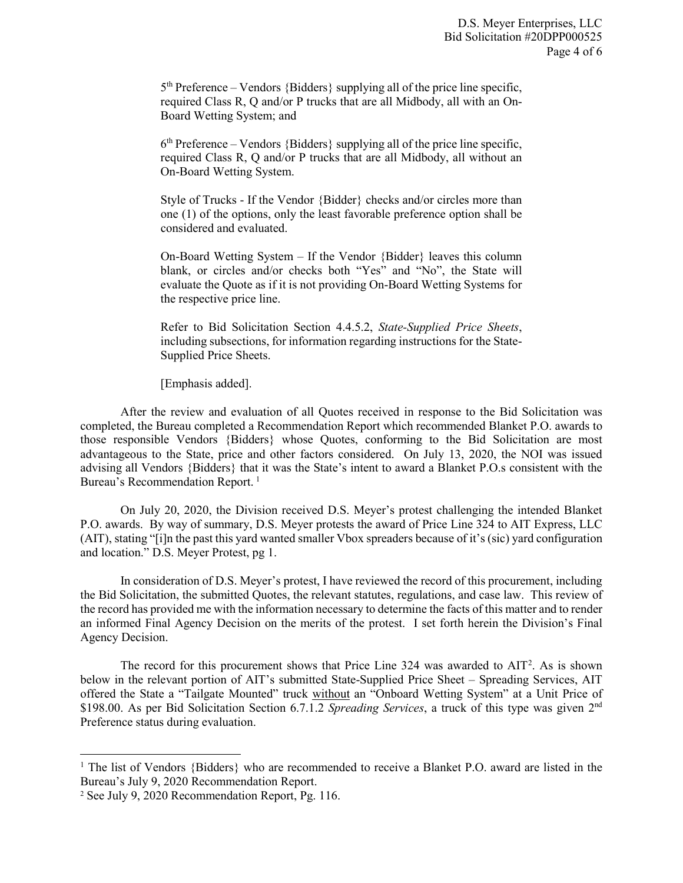5th Preference – Vendors {Bidders} supplying all of the price line specific, required Class R, Q and/or P trucks that are all Midbody, all with an On-Board Wetting System; and

6th Preference – Vendors {Bidders} supplying all of the price line specific, required Class R, Q and/or P trucks that are all Midbody, all without an On-Board Wetting System.

Style of Trucks - If the Vendor {Bidder} checks and/or circles more than one (1) of the options, only the least favorable preference option shall be considered and evaluated.

On-Board Wetting System – If the Vendor {Bidder} leaves this column blank, or circles and/or checks both "Yes" and "No", the State will evaluate the Quote as if it is not providing On-Board Wetting Systems for the respective price line.

Refer to Bid Solicitation Section 4.4.5.2, *State-Supplied Price Sheets*, including subsections, for information regarding instructions for the State-Supplied Price Sheets.

[Emphasis added].

After the review and evaluation of all Quotes received in response to the Bid Solicitation was completed, the Bureau completed a Recommendation Report which recommended Blanket P.O. awards to those responsible Vendors {Bidders} whose Quotes, conforming to the Bid Solicitation are most advantageous to the State, price and other factors considered. On July 13, 2020, the NOI was issued advising all Vendors {Bidders} that it was the State's intent to award a Blanket P.O.s consistent with the Bureau's Recommendation Report. [1]

On July 20, 2020, the Division received D.S. Meyer's protest challenging the intended Blanket P.O. awards. By way of summary, D.S. Meyer protests the award of Price Line 324 to AIT Express, LLC (AIT), stating "[i]n the past this yard wanted smaller Vbox spreaders because of it's (sic) yard configuration and location." D.S. Meyer Protest, pg 1.

In consideration of D.S. Meyer's protest, I have reviewed the record of this procurement, including the Bid Solicitation, the submitted Quotes, the relevant statutes, regulations, and case law. This review of the record has provided me with the information necessary to determine the facts of this matter and to render an informed Final Agency Decision on the merits of the protest. I set forth herein the Division's Final Agency Decision.

The record for this procurement shows that Price Line 324 was awarded to AIT[2]. As is shown below in the relevant portion of AIT's submitted State-Supplied Price Sheet – Spreading Services, AIT offered the State a "Tailgate Mounted" truck <u>without</u> an "Onboard Wetting System" at a Unit Price of $198.00. As per Bid Solicitation Section 6.7.1.2 *Spreading Services*, a truck of this type was given 2nd Preference status during evaluation.

---

[1] The list of Vendors {Bidders} who are recommended to receive a Blanket P.O. award are listed in the Bureau's July 9, 2020 Recommendation Report.

[2] See July 9, 2020 Recommendation Report, Pg. 116.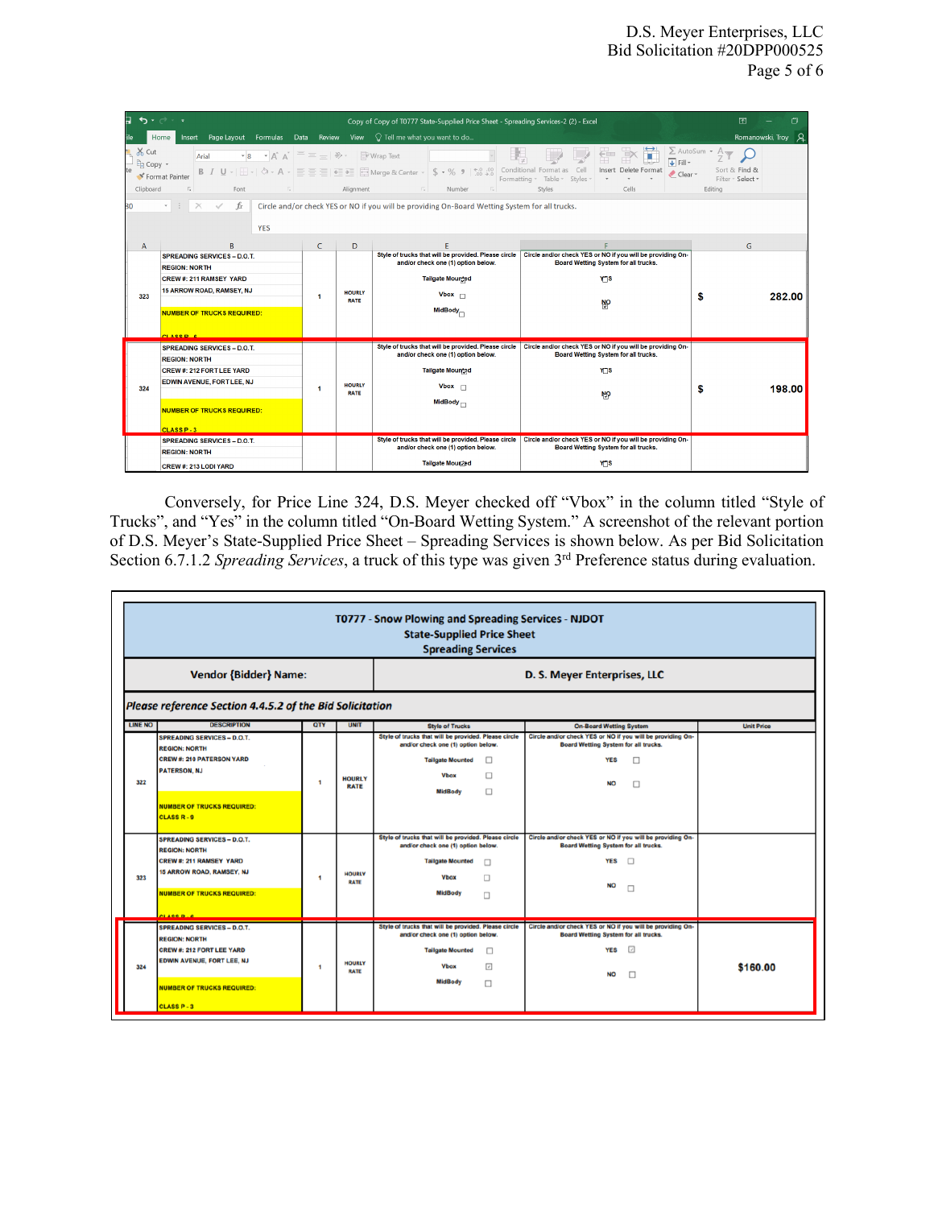| A | B | C | D | E | F | G |
|---|---|---|---|---|---|---|
| 323 | SPREADING SERVICES – D.O.T.<br>REGION: NORTH<br>CREW #: 211 RAMSEY YARD<br>15 ARROW ROAD, RAMSEY, NJ<br>NUMBER OF TRUCKS REQUIRED:<br>CLASS R - 6 | 1 | HOURLY RATE | Style of trucks that will be provided. Please circle and/or check one (1) option below.<br>Tailgate Mounted<br>Vbox ☐<br>MidBody ☐ | Circle and/or check YES or NO if you will be providing On-Board Wetting System for all trucks.<br>YES<br>NO | $ 282.00 |
| 324 | SPREADING SERVICES – D.O.T.<br>REGION: NORTH<br>CREW #: 212 FORT LEE YARD<br>EDWIN AVENUE, FORT LEE, NJ<br>NUMBER OF TRUCKS REQUIRED:<br>CLASS P - 3 | 1 | HOURLY RATE | Style of trucks that will be provided. Please circle and/or check one (1) option below.<br>Tailgate Mounted<br>Vbox ☐<br>MidBody ☐ | Circle and/or check YES or NO if you will be providing On-Board Wetting System for all trucks.<br>YES<br>NO | $ 198.00 |
| | SPREADING SERVICES – D.O.T.<br>REGION: NORTH<br>CREW #: 213 LODI YARD | | | Style of trucks that will be provided. Please circle and/or check one (1) option below.<br>Tailgate Mounted | Circle and/or check YES or NO if you will be providing On-Board Wetting System for all trucks.<br>YES | |

Conversely, for Price Line 324, D.S. Meyer checked off "Vbox" in the column titled "Style of Trucks", and "Yes" in the column titled "On-Board Wetting System." A screenshot of the relevant portion of D.S. Meyer's State-Supplied Price Sheet – Spreading Services is shown below. As per Bid Solicitation Section 6.7.1.2 *Spreading Services*, a truck of this type was given 3rd Preference status during evaluation.

**T0777 - Snow Plowing and Spreading Services - NJDOT**
**State-Supplied Price Sheet**
**Spreading Services**

**Vendor {Bidder} Name:** D. S. Meyer Enterprises, LLC

*Please reference Section 4.4.5.2 of the Bid Solicitation*

| LINE NO | DESCRIPTION | QTY | UNIT | Style of Trucks | On-Board Wetting System | Unit Price |
|---|---|---|---|---|---|---|
| 322 | SPREADING SERVICES – D.O.T.<br>REGION: NORTH<br>CREW #: 210 PATERSON YARD<br>PATERSON, NJ<br>NUMBER OF TRUCKS REQUIRED:<br>CLASS R - 9 | 1 | HOURLY RATE | Style of trucks that will be provided. Please circle and/or check one (1) option below.<br>Tailgate Mounted ☐<br>Vbox ☐<br>MidBody ☐ | Circle and/or check YES or NO if you will be providing On-Board Wetting System for all trucks.<br>YES ☐<br>NO ☐ | |
| 323 | SPREADING SERVICES – D.O.T.<br>REGION: NORTH<br>CREW #: 211 RAMSEY YARD<br>15 ARROW ROAD, RAMSEY, NJ<br>NUMBER OF TRUCKS REQUIRED:<br>CLASS R - 6 | 1 | HOURLY RATE | Style of trucks that will be provided. Please circle and/or check one (1) option below.<br>Tailgate Mounted ☐<br>Vbox ☐<br>MidBody ☐ | Circle and/or check YES or NO if you will be providing On-Board Wetting System for all trucks.<br>YES ☐<br>NO ☐ | |
| 324 | SPREADING SERVICES – D.O.T.<br>REGION: NORTH<br>CREW #: 212 FORT LEE YARD<br>EDWIN AVENUE, FORT LEE, NJ<br>NUMBER OF TRUCKS REQUIRED:<br>CLASS P - 3 | 1 | HOURLY RATE | Style of trucks that will be provided. Please circle and/or check one (1) option below.<br>Tailgate Mounted ☐<br>Vbox ☑<br>MidBody ☐ | Circle and/or check YES or NO if you will be providing On-Board Wetting System for all trucks.<br>YES ☑<br>NO ☐ | $160.00 |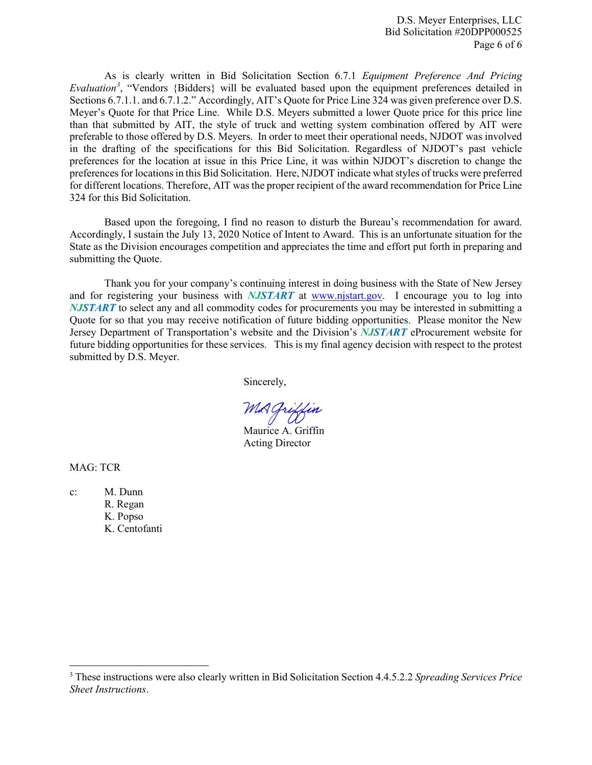As is clearly written in Bid Solicitation Section 6.7.1 *Equipment Preference And Pricing Evaluation*[3], "Vendors {Bidders} will be evaluated based upon the equipment preferences detailed in Sections 6.7.1.1. and 6.7.1.2." Accordingly, AIT's Quote for Price Line 324 was given preference over D.S. Meyer's Quote for that Price Line. While D.S. Meyers submitted a lower Quote price for this price line than that submitted by AIT, the style of truck and wetting system combination offered by AIT were preferable to those offered by D.S. Meyers. In order to meet their operational needs, NJDOT was involved in the drafting of the specifications for this Bid Solicitation. Regardless of NJDOT's past vehicle preferences for the location at issue in this Price Line, it was within NJDOT's discretion to change the preferences for locations in this Bid Solicitation. Here, NJDOT indicate what styles of trucks were preferred for different locations. Therefore, AIT was the proper recipient of the award recommendation for Price Line 324 for this Bid Solicitation.

Based upon the foregoing, I find no reason to disturb the Bureau's recommendation for award. Accordingly, I sustain the July 13, 2020 Notice of Intent to Award. This is an unfortunate situation for the State as the Division encourages competition and appreciates the time and effort put forth in preparing and submitting the Quote.

Thank you for your company's continuing interest in doing business with the State of New Jersey and for registering your business with ***NJSTART*** at www.njstart.gov. I encourage you to log into ***NJSTART*** to select any and all commodity codes for procurements you may be interested in submitting a Quote for so that you may receive notification of future bidding opportunities. Please monitor the New Jersey Department of Transportation's website and the Division's ***NJSTART*** eProcurement website for future bidding opportunities for these services. This is my final agency decision with respect to the protest submitted by D.S. Meyer.

Sincerely,

MA Griffin

Maurice A. Griffin
Acting Director

MAG: TCR

c: M. Dunn
R. Regan
K. Popso
K. Centofanti

---

[3] These instructions were also clearly written in Bid Solicitation Section 4.4.5.2.2 *Spreading Services Price Sheet Instructions*.